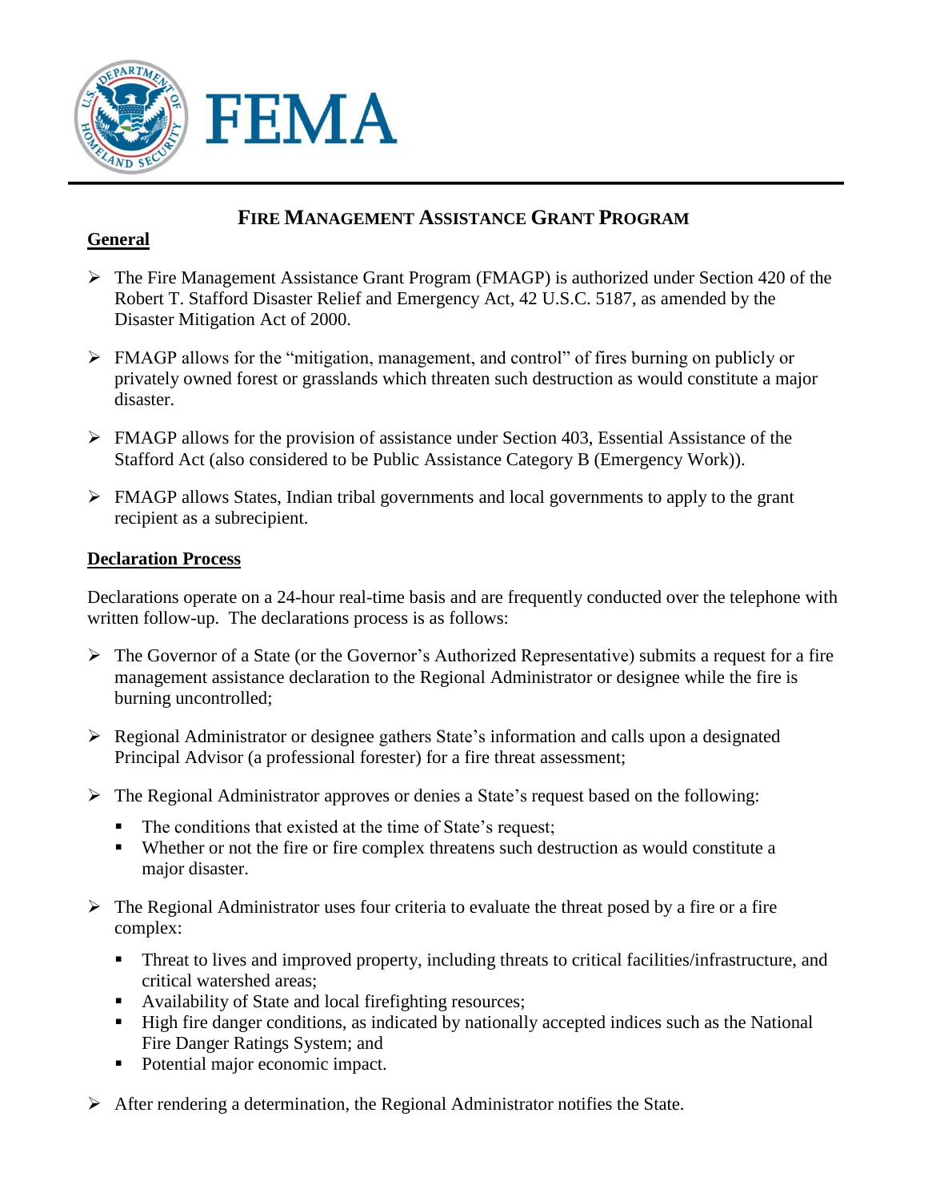# FIRE MANAGEMENT ASSISTANCE GRANT PROGRAM

## General

- The Fire Management Assistance Grant Program (FMAGP) is authorized under Section 420 of the Robert T. Stafford Disaster Relief and Emergency Act, 42 U.S.C. 5187, as amended by the Disaster Mitigation Act of 2000.
- FMAGP allows for the "mitigation, management, and control" of fires burning on publicly or privately owned forest or grasslands which threaten such destruction as would constitute a major disaster.
- FMAGP allows for the provision of assistance under Section 403, Essential Assistance of the Stafford Act (also considered to be Public Assistance Category B (Emergency Work)).
- FMAGP allows States, Indian tribal governments and local governments to apply to the grant recipient as a subrecipient.

## Declaration Process

Declarations operate on a 24-hour real-time basis and are frequently conducted over the telephone with written follow-up. The declarations process is as follows:

- The Governor of a State (or the Governor's Authorized Representative) submits a request for a fire management assistance declaration to the Regional Administrator or designee while the fire is burning uncontrolled;
- Regional Administrator or designee gathers State's information and calls upon a designated Principal Advisor (a professional forester) for a fire threat assessment;
- The Regional Administrator approves or denies a State's request based on the following:
  - The conditions that existed at the time of State's request;
  - Whether or not the fire or fire complex threatens such destruction as would constitute a major disaster.
- The Regional Administrator uses four criteria to evaluate the threat posed by a fire or a fire complex:
  - Threat to lives and improved property, including threats to critical facilities/infrastructure, and critical watershed areas;
  - Availability of State and local firefighting resources;
  - High fire danger conditions, as indicated by nationally accepted indices such as the National Fire Danger Ratings System; and
  - Potential major economic impact.
- After rendering a determination, the Regional Administrator notifies the State.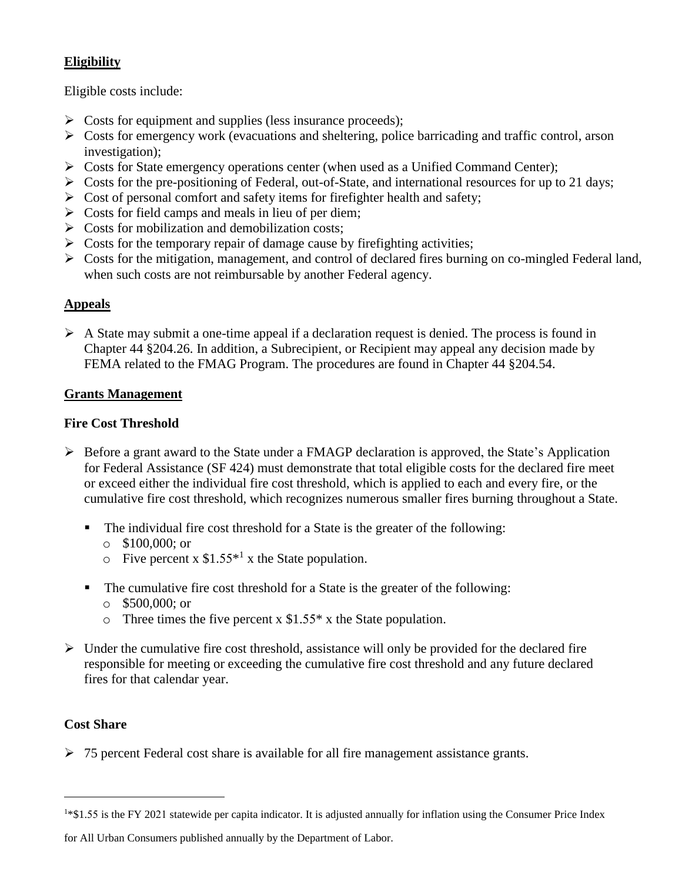## Eligibility

Eligible costs include:

- Costs for equipment and supplies (less insurance proceeds);
- Costs for emergency work (evacuations and sheltering, police barricading and traffic control, arson investigation);
- Costs for State emergency operations center (when used as a Unified Command Center);
- Costs for the pre-positioning of Federal, out-of-State, and international resources for up to 21 days;
- Cost of personal comfort and safety items for firefighter health and safety;
- Costs for field camps and meals in lieu of per diem;
- Costs for mobilization and demobilization costs;
- Costs for the temporary repair of damage cause by firefighting activities;
- Costs for the mitigation, management, and control of declared fires burning on co-mingled Federal land, when such costs are not reimbursable by another Federal agency.

## Appeals

- A State may submit a one-time appeal if a declaration request is denied. The process is found in Chapter 44 §204.26. In addition, a Subrecipient, or Recipient may appeal any decision made by FEMA related to the FMAG Program. The procedures are found in Chapter 44 §204.54.

## Grants Management

### Fire Cost Threshold

- Before a grant award to the State under a FMAGP declaration is approved, the State's Application for Federal Assistance (SF 424) must demonstrate that total eligible costs for the declared fire meet or exceed either the individual fire cost threshold, which is applied to each and every fire, or the cumulative fire cost threshold, which recognizes numerous smaller fires burning throughout a State.
  - The individual fire cost threshold for a State is the greater of the following:
    - $100,000; or
    - Five percent x $1.55*[1] x the State population.
  - The cumulative fire cost threshold for a State is the greater of the following:
    - $500,000; or
    - Three times the five percent x $1.55* x the State population.
- Under the cumulative fire cost threshold, assistance will only be provided for the declared fire responsible for meeting or exceeding the cumulative fire cost threshold and any future declared fires for that calendar year.

### Cost Share

- 75 percent Federal cost share is available for all fire management assistance grants.

---

[1]*$1.55 is the FY 2021 statewide per capita indicator. It is adjusted annually for inflation using the Consumer Price Index for All Urban Consumers published annually by the Department of Labor.